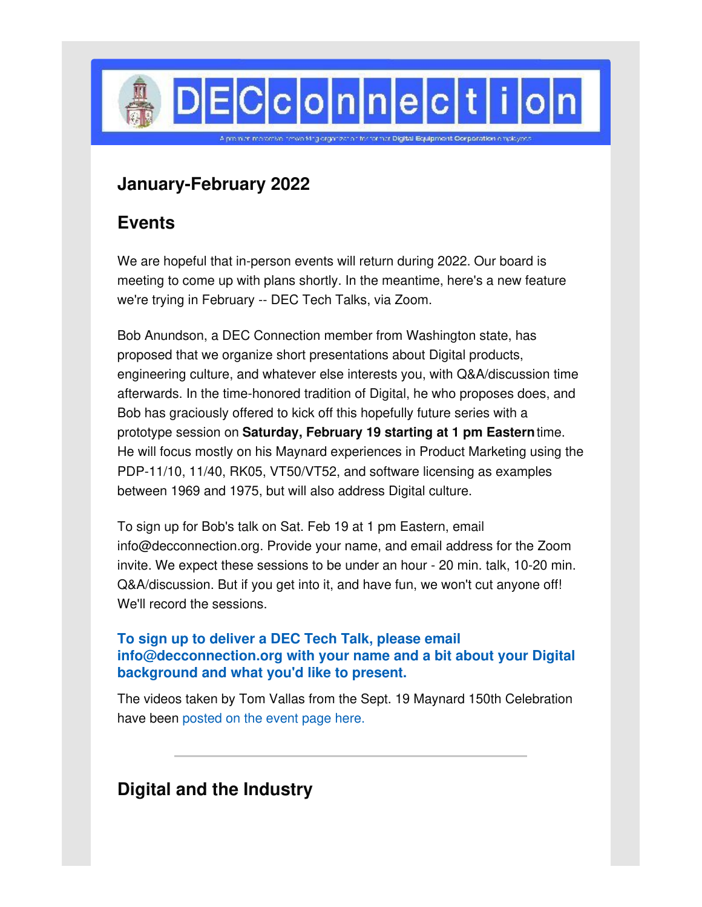# DECconnection

A premier member-driven networking organization for former Digital Equipment Corporation employees

## January-February 2022

## Events

We are hopeful that in-person events will return during 2022. Our board is meeting to come up with plans shortly. In the meantime, here's a new feature we're trying in February -- DEC Tech Talks, via Zoom.

Bob Anundson, a DEC Connection member from Washington state, has proposed that we organize short presentations about Digital products, engineering culture, and whatever else interests you, with Q&A/discussion time afterwards. In the time-honored tradition of Digital, he who proposes does, and Bob has graciously offered to kick off this hopefully future series with a prototype session on **Saturday, February 19 starting at 1 pm Eastern** time. He will focus mostly on his Maynard experiences in Product Marketing using the PDP-11/10, 11/40, RK05, VT50/VT52, and software licensing as examples between 1969 and 1975, but will also address Digital culture.

To sign up for Bob's talk on Sat. Feb 19 at 1 pm Eastern, email info@decconnection.org. Provide your name, and email address for the Zoom invite. We expect these sessions to be under an hour - 20 min. talk, 10-20 min. Q&A/discussion. But if you get into it, and have fun, we won't cut anyone off! We'll record the sessions.

**To sign up to deliver a DEC Tech Talk, please email info@decconnection.org with your name and a bit about your Digital background and what you'd like to present.**

The videos taken by Tom Vallas from the Sept. 19 Maynard 150th Celebration have been posted on the event page here.

---

## Digital and the Industry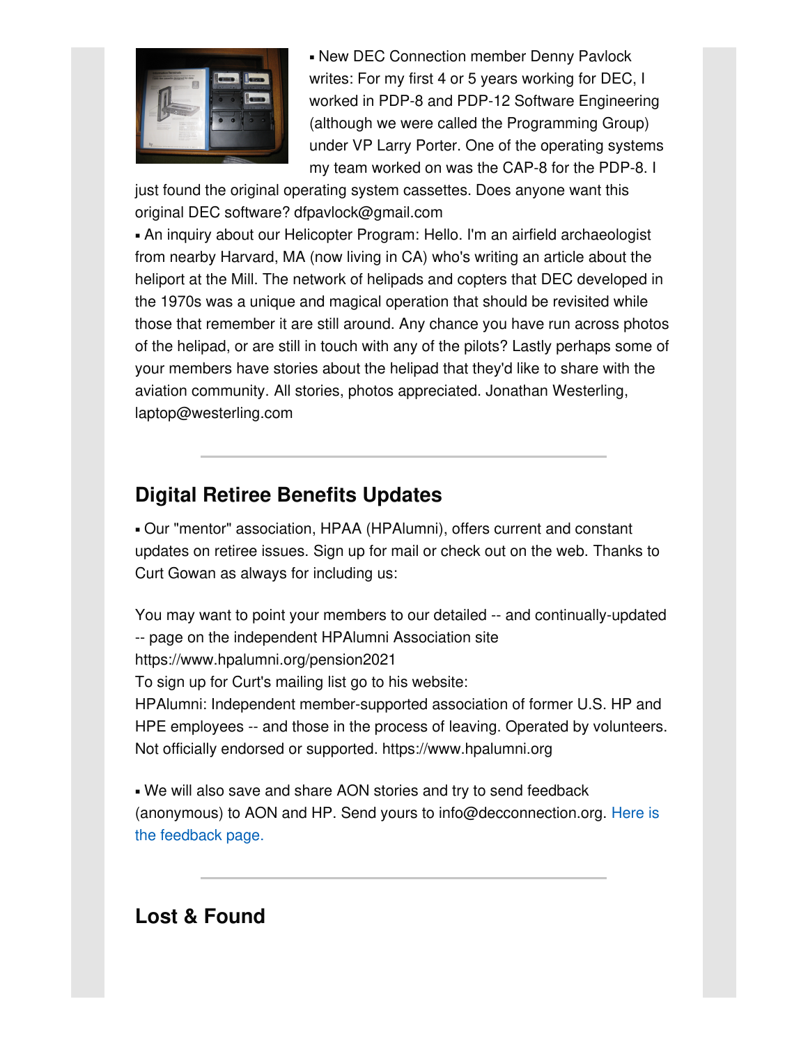▪ New DEC Connection member Denny Pavlock writes: For my first 4 or 5 years working for DEC, I worked in PDP-8 and PDP-12 Software Engineering (although we were called the Programming Group) under VP Larry Porter. One of the operating systems my team worked on was the CAP-8 for the PDP-8. I just found the original operating system cassettes. Does anyone want this original DEC software? dfpavlock@gmail.com

▪ An inquiry about our Helicopter Program: Hello. I'm an airfield archaeologist from nearby Harvard, MA (now living in CA) who's writing an article about the heliport at the Mill. The network of helipads and copters that DEC developed in the 1970s was a unique and magical operation that should be revisited while those that remember it are still around. Any chance you have run across photos of the helipad, or are still in touch with any of the pilots? Lastly perhaps some of your members have stories about the helipad that they'd like to share with the aviation community. All stories, photos appreciated. Jonathan Westerling, laptop@westerling.com

---

## Digital Retiree Benefits Updates

▪ Our "mentor" association, HPAA (HPAlumni), offers current and constant updates on retiree issues. Sign up for mail or check out on the web. Thanks to Curt Gowan as always for including us:

You may want to point your members to our detailed -- and continually-updated -- page on the independent HPAlumni Association site https://www.hpalumni.org/pension2021
To sign up for Curt's mailing list go to his website:
HPAlumni: Independent member-supported association of former U.S. HP and HPE employees -- and those in the process of leaving. Operated by volunteers. Not officially endorsed or supported. https://www.hpalumni.org

▪ We will also save and share AON stories and try to send feedback (anonymous) to AON and HP. Send yours to info@decconnection.org. Here is the feedback page.

---

## Lost & Found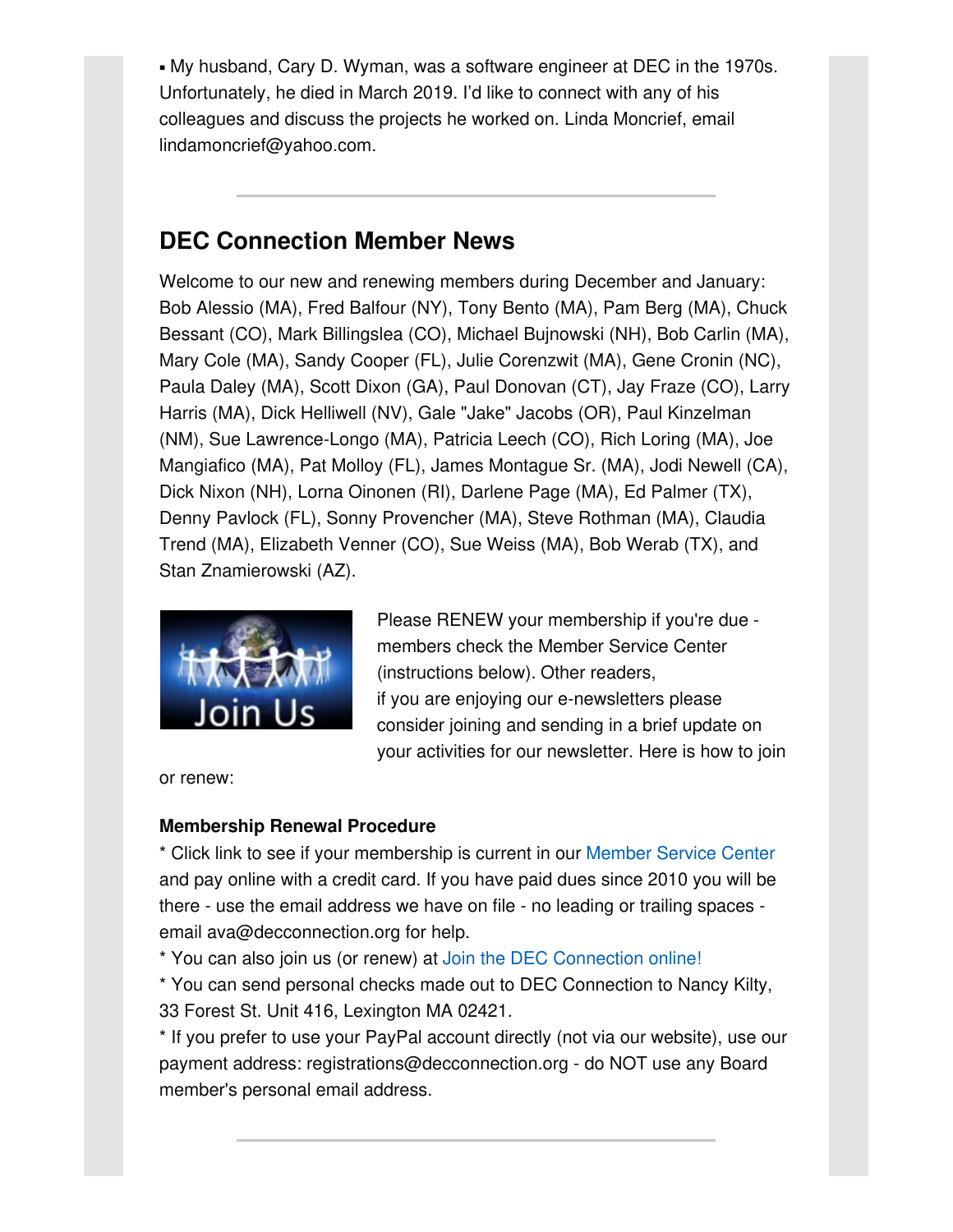▪ My husband, Cary D. Wyman, was a software engineer at DEC in the 1970s. Unfortunately, he died in March 2019. I'd like to connect with any of his colleagues and discuss the projects he worked on. Linda Moncrief, email lindamoncrief@yahoo.com.

---

## DEC Connection Member News

Welcome to our new and renewing members during December and January: Bob Alessio (MA), Fred Balfour (NY), Tony Bento (MA), Pam Berg (MA), Chuck Bessant (CO), Mark Billingslea (CO), Michael Bujnowski (NH), Bob Carlin (MA), Mary Cole (MA), Sandy Cooper (FL), Julie Corenzwit (MA), Gene Cronin (NC), Paula Daley (MA), Scott Dixon (GA), Paul Donovan (CT), Jay Fraze (CO), Larry Harris (MA), Dick Helliwell (NV), Gale "Jake" Jacobs (OR), Paul Kinzelman (NM), Sue Lawrence-Longo (MA), Patricia Leech (CO), Rich Loring (MA), Joe Mangiafico (MA), Pat Molloy (FL), James Montague Sr. (MA), Jodi Newell (CA), Dick Nixon (NH), Lorna Oinonen (RI), Darlene Page (MA), Ed Palmer (TX), Denny Pavlock (FL), Sonny Provencher (MA), Steve Rothman (MA), Claudia Trend (MA), Elizabeth Venner (CO), Sue Weiss (MA), Bob Werab (TX), and Stan Znamierowski (AZ).

Please RENEW your membership if you're due - members check the Member Service Center (instructions below). Other readers, if you are enjoying our e-newsletters please consider joining and sending in a brief update on your activities for our newsletter. Here is how to join or renew:

**Membership Renewal Procedure**

* Click link to see if your membership is current in our Member Service Center and pay online with a credit card. If you have paid dues since 2010 you will be there - use the email address we have on file - no leading or trailing spaces - email ava@decconnection.org for help.
* You can also join us (or renew) at Join the DEC Connection online!
* You can send personal checks made out to DEC Connection to Nancy Kilty, 33 Forest St. Unit 416, Lexington MA 02421.
* If you prefer to use your PayPal account directly (not via our website), use our payment address: registrations@decconnection.org - do NOT use any Board member's personal email address.

---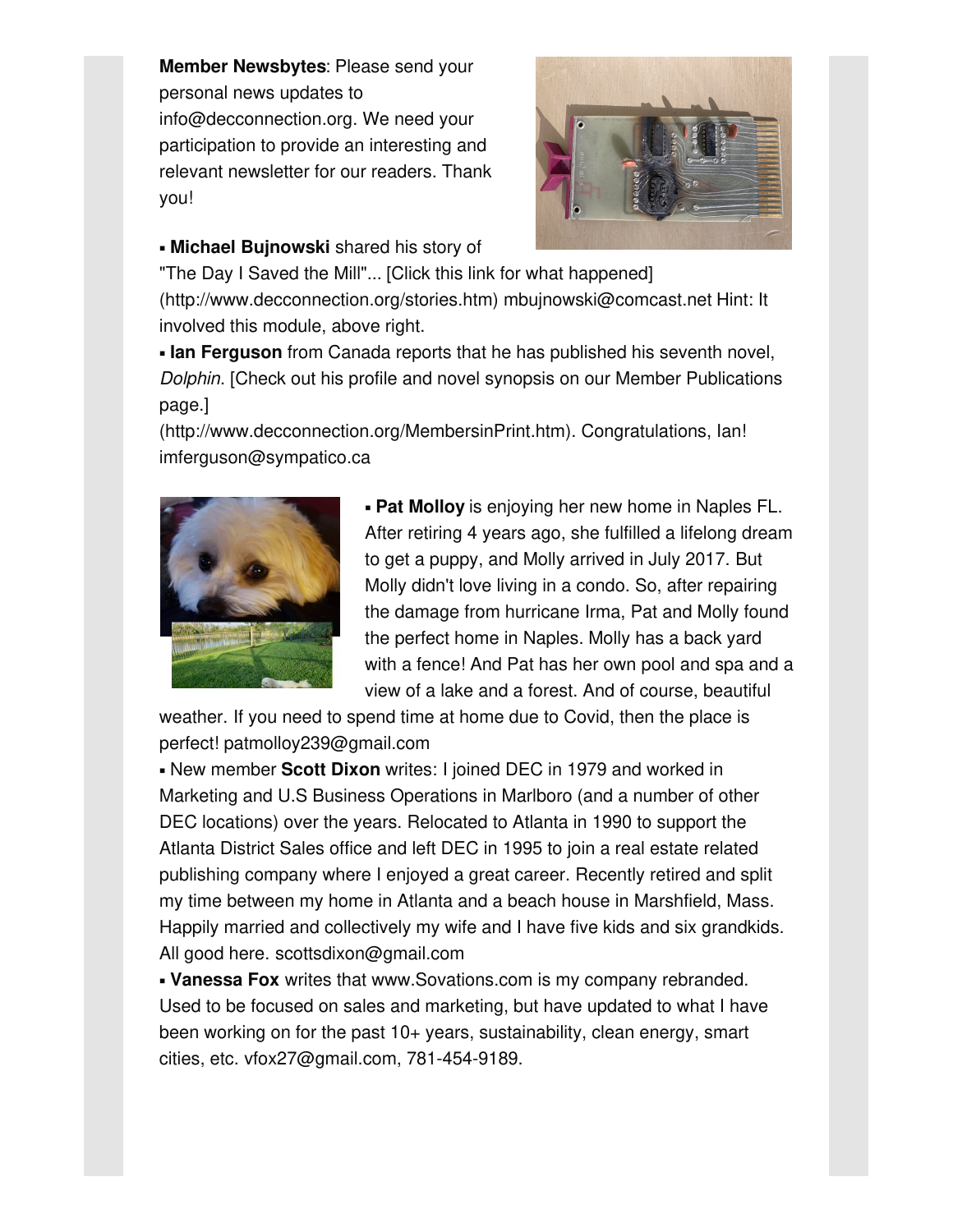**Member Newsbytes**: Please send your personal news updates to info@decconnection.org. We need your participation to provide an interesting and relevant newsletter for our readers. Thank you!

- **Michael Bujnowski** shared his story of "The Day I Saved the Mill"... [Click this link for what happened] (http://www.decconnection.org/stories.htm) mbujnowski@comcast.net Hint: It involved this module, above right.
- **Ian Ferguson** from Canada reports that he has published his seventh novel, *Dolphin*. [Check out his profile and novel synopsis on our Member Publications page.] (http://www.decconnection.org/MembersinPrint.htm). Congratulations, Ian! imferguson@sympatico.ca
- **Pat Molloy** is enjoying her new home in Naples FL. After retiring 4 years ago, she fulfilled a lifelong dream to get a puppy, and Molly arrived in July 2017. But Molly didn't love living in a condo. So, after repairing the damage from hurricane Irma, Pat and Molly found the perfect home in Naples. Molly has a back yard with a fence! And Pat has her own pool and spa and a view of a lake and a forest. And of course, beautiful weather. If you need to spend time at home due to Covid, then the place is perfect! patmolloy239@gmail.com
- New member **Scott Dixon** writes: I joined DEC in 1979 and worked in Marketing and U.S Business Operations in Marlboro (and a number of other DEC locations) over the years. Relocated to Atlanta in 1990 to support the Atlanta District Sales office and left DEC in 1995 to join a real estate related publishing company where I enjoyed a great career. Recently retired and split my time between my home in Atlanta and a beach house in Marshfield, Mass. Happily married and collectively my wife and I have five kids and six grandkids. All good here. scottsdixon@gmail.com
- **Vanessa Fox** writes that www.Sovations.com is my company rebranded. Used to be focused on sales and marketing, but have updated to what I have been working on for the past 10+ years, sustainability, clean energy, smart cities, etc. vfox27@gmail.com, 781-454-9189.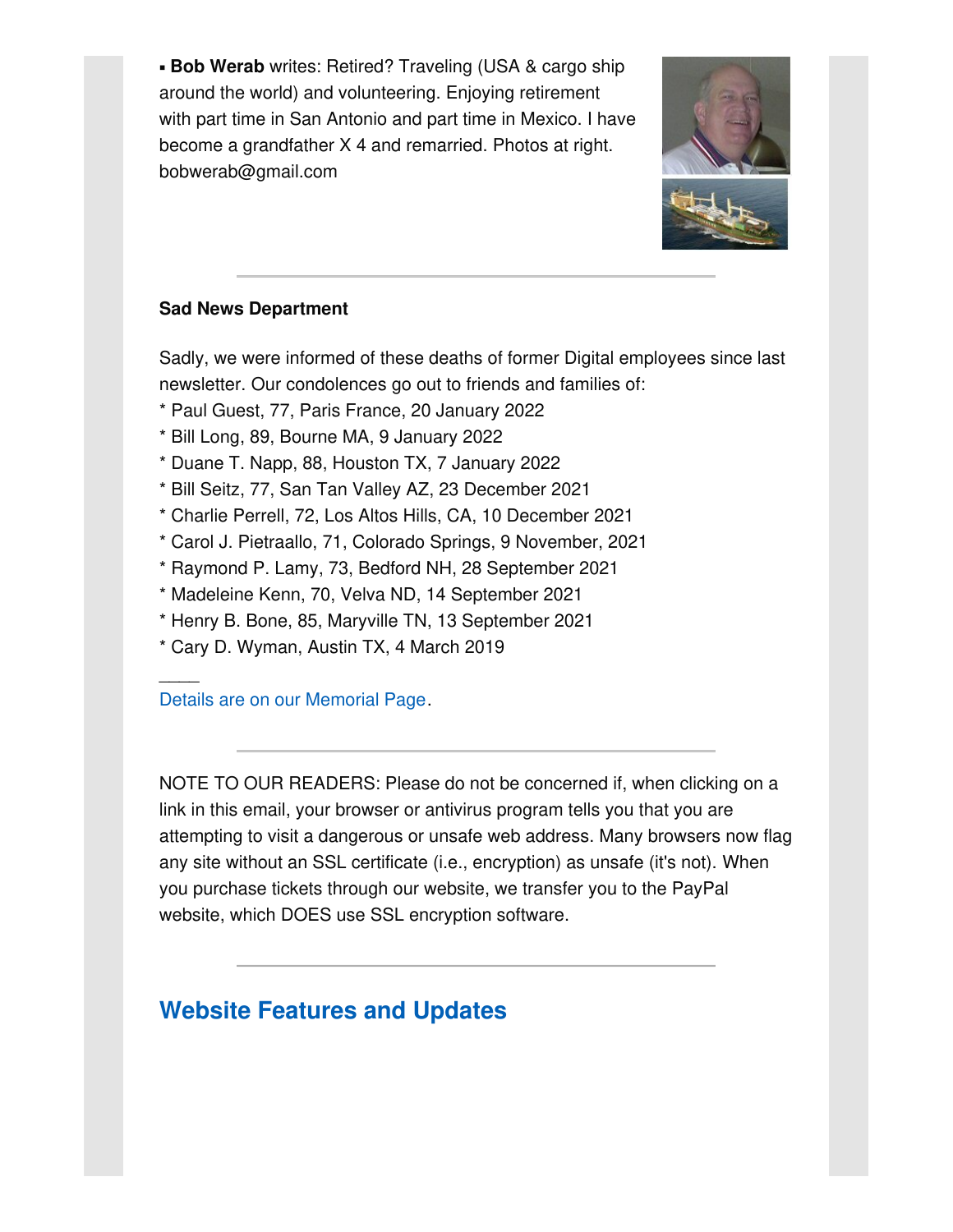▪ **Bob Werab** writes: Retired? Traveling (USA & cargo ship around the world) and volunteering. Enjoying retirement with part time in San Antonio and part time in Mexico. I have become a grandfather X 4 and remarried. Photos at right. bobwerab@gmail.com

---

**Sad News Department**

Sadly, we were informed of these deaths of former Digital employees since last newsletter. Our condolences go out to friends and families of:

* Paul Guest, 77, Paris France, 20 January 2022
* Bill Long, 89, Bourne MA, 9 January 2022
* Duane T. Napp, 88, Houston TX, 7 January 2022
* Bill Seitz, 77, San Tan Valley AZ, 23 December 2021
* Charlie Perrell, 72, Los Altos Hills, CA, 10 December 2021
* Carol J. Pietraallo, 71, Colorado Springs, 9 November, 2021
* Raymond P. Lamy, 73, Bedford NH, 28 September 2021
* Madeleine Kenn, 70, Velva ND, 14 September 2021
* Henry B. Bone, 85, Maryville TN, 13 September 2021
* Cary D. Wyman, Austin TX, 4 March 2019

____
Details are on our Memorial Page.

---

NOTE TO OUR READERS: Please do not be concerned if, when clicking on a link in this email, your browser or antivirus program tells you that you are attempting to visit a dangerous or unsafe web address. Many browsers now flag any site without an SSL certificate (i.e., encryption) as unsafe (it's not). When you purchase tickets through our website, we transfer you to the PayPal website, which DOES use SSL encryption software.

---

## Website Features and Updates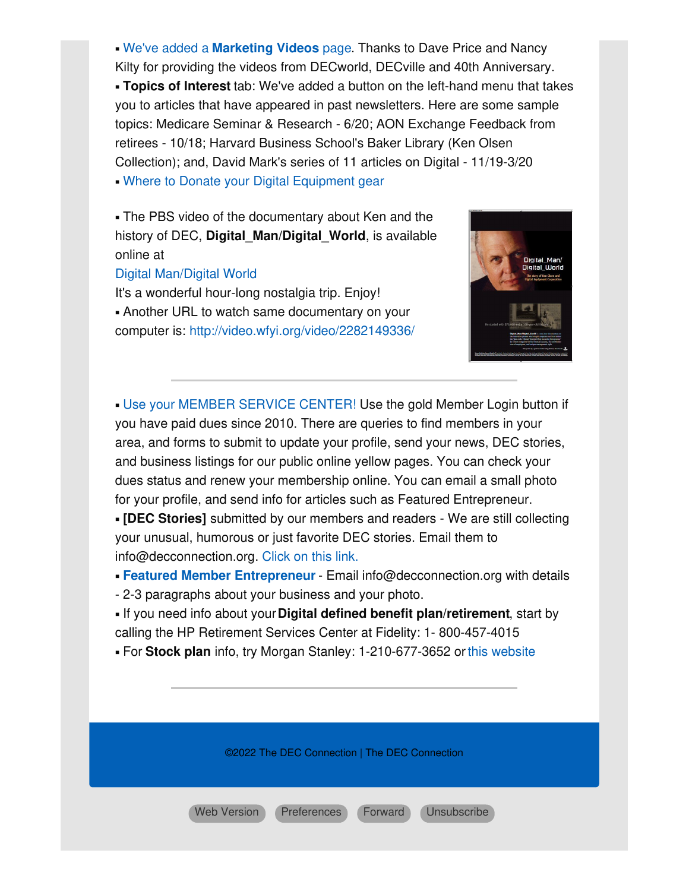▪ We've added a **Marketing Videos** page. Thanks to Dave Price and Nancy Kilty for providing the videos from DECworld, DECville and 40th Anniversary.
▪ **Topics of Interest** tab: We've added a button on the left-hand menu that takes you to articles that have appeared in past newsletters. Here are some sample topics: Medicare Seminar & Research - 6/20; AON Exchange Feedback from retirees - 10/18; Harvard Business School's Baker Library (Ken Olsen Collection); and, David Mark's series of 11 articles on Digital - 11/19-3/20
▪ Where to Donate your Digital Equipment gear

▪ The PBS video of the documentary about Ken and the history of DEC, **Digital_Man**/**Digital_World**, is available online at
Digital Man/Digital World
It's a wonderful hour-long nostalgia trip. Enjoy!
▪ Another URL to watch same documentary on your computer is: http://video.wfyi.org/video/2282149336/

---

▪ Use your MEMBER SERVICE CENTER! Use the gold Member Login button if you have paid dues since 2010. There are queries to find members in your area, and forms to submit to update your profile, send your news, DEC stories, and business listings for our public online yellow pages. You can check your dues status and renew your membership online. You can email a small photo for your profile, and send info for articles such as Featured Entrepreneur.
▪ **[DEC Stories]** submitted by our members and readers - We are still collecting your unusual, humorous or just favorite DEC stories. Email them to info@decconnection.org. Click on this link.
▪ **Featured Member Entrepreneur** - Email info@decconnection.org with details - 2-3 paragraphs about your business and your photo.
▪ If you need info about your **Digital defined benefit plan/retirement**, start by calling the HP Retirement Services Center at Fidelity: 1- 800-457-4015
▪ For **Stock plan** info, try Morgan Stanley: 1-210-677-3652 or this website

---

©2022 The DEC Connection | The DEC Connection

Web Version | Preferences | Forward | Unsubscribe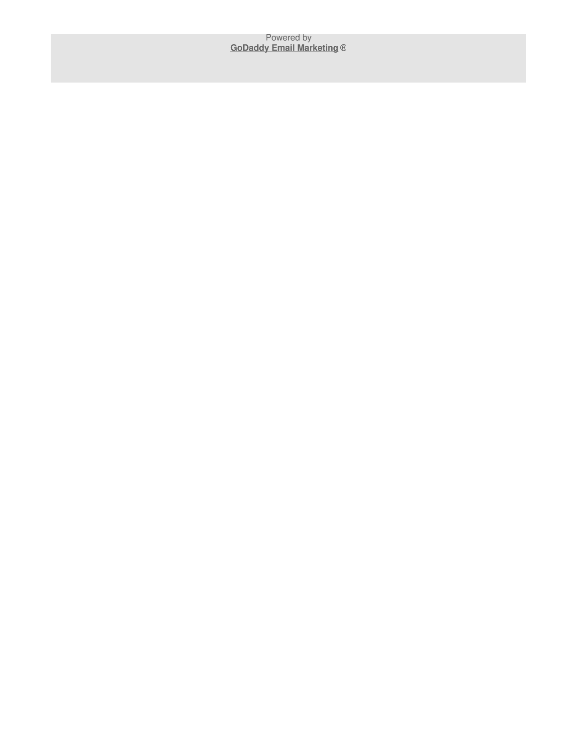Powered by
**GoDaddy Email Marketing** ®